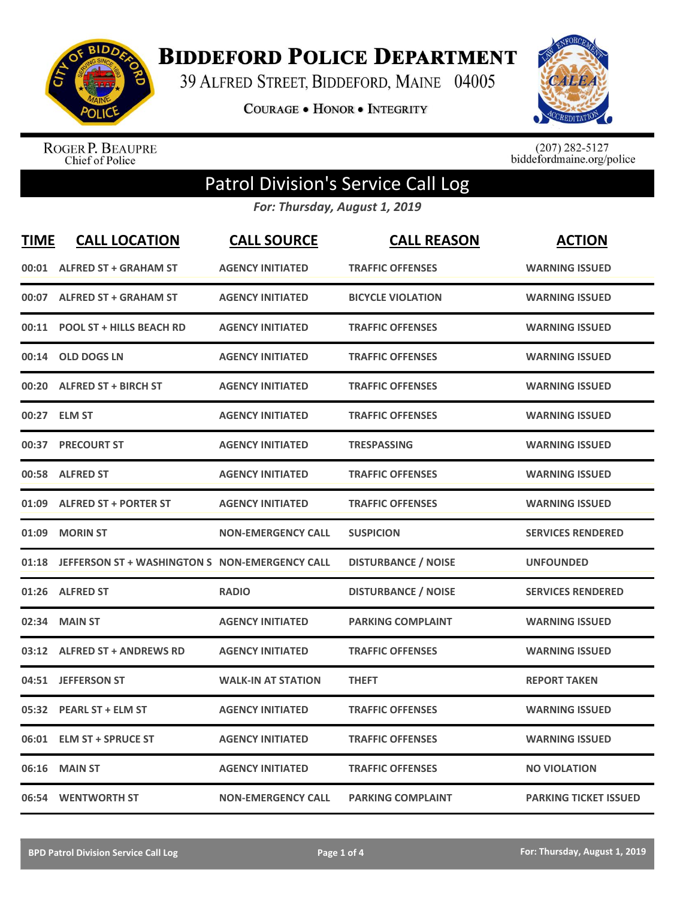# BIDDEFORD POLICE DEPARTMENT

39 ALFRED STREET, BIDDEFORD, MAINE 04005

COURAGE • HONOR • INTEGRITY

ROGER P. BEAUPRE
Chief of Police

(207) 282-5127
biddefordmaine.org/police

## Patrol Division's Service Call Log

*For: Thursday, August 1, 2019*

| TIME | CALL LOCATION | CALL SOURCE | CALL REASON | ACTION |
|---|---|---|---|---|
| 00:01 | ALFRED ST + GRAHAM ST | AGENCY INITIATED | TRAFFIC OFFENSES | WARNING ISSUED |
| 00:07 | ALFRED ST + GRAHAM ST | AGENCY INITIATED | BICYCLE VIOLATION | WARNING ISSUED |
| 00:11 | POOL ST + HILLS BEACH RD | AGENCY INITIATED | TRAFFIC OFFENSES | WARNING ISSUED |
| 00:14 | OLD DOGS LN | AGENCY INITIATED | TRAFFIC OFFENSES | WARNING ISSUED |
| 00:20 | ALFRED ST + BIRCH ST | AGENCY INITIATED | TRAFFIC OFFENSES | WARNING ISSUED |
| 00:27 | ELM ST | AGENCY INITIATED | TRAFFIC OFFENSES | WARNING ISSUED |
| 00:37 | PRECOURT ST | AGENCY INITIATED | TRESPASSING | WARNING ISSUED |
| 00:58 | ALFRED ST | AGENCY INITIATED | TRAFFIC OFFENSES | WARNING ISSUED |
| 01:09 | ALFRED ST + PORTER ST | AGENCY INITIATED | TRAFFIC OFFENSES | WARNING ISSUED |
| 01:09 | MORIN ST | NON-EMERGENCY CALL | SUSPICION | SERVICES RENDERED |
| 01:18 | JEFFERSON ST + WASHINGTON S | NON-EMERGENCY CALL | DISTURBANCE / NOISE | UNFOUNDED |
| 01:26 | ALFRED ST | RADIO | DISTURBANCE / NOISE | SERVICES RENDERED |
| 02:34 | MAIN ST | AGENCY INITIATED | PARKING COMPLAINT | WARNING ISSUED |
| 03:12 | ALFRED ST + ANDREWS RD | AGENCY INITIATED | TRAFFIC OFFENSES | WARNING ISSUED |
| 04:51 | JEFFERSON ST | WALK-IN AT STATION | THEFT | REPORT TAKEN |
| 05:32 | PEARL ST + ELM ST | AGENCY INITIATED | TRAFFIC OFFENSES | WARNING ISSUED |
| 06:01 | ELM ST + SPRUCE ST | AGENCY INITIATED | TRAFFIC OFFENSES | WARNING ISSUED |
| 06:16 | MAIN ST | AGENCY INITIATED | TRAFFIC OFFENSES | NO VIOLATION |
| 06:54 | WENTWORTH ST | NON-EMERGENCY CALL | PARKING COMPLAINT | PARKING TICKET ISSUED |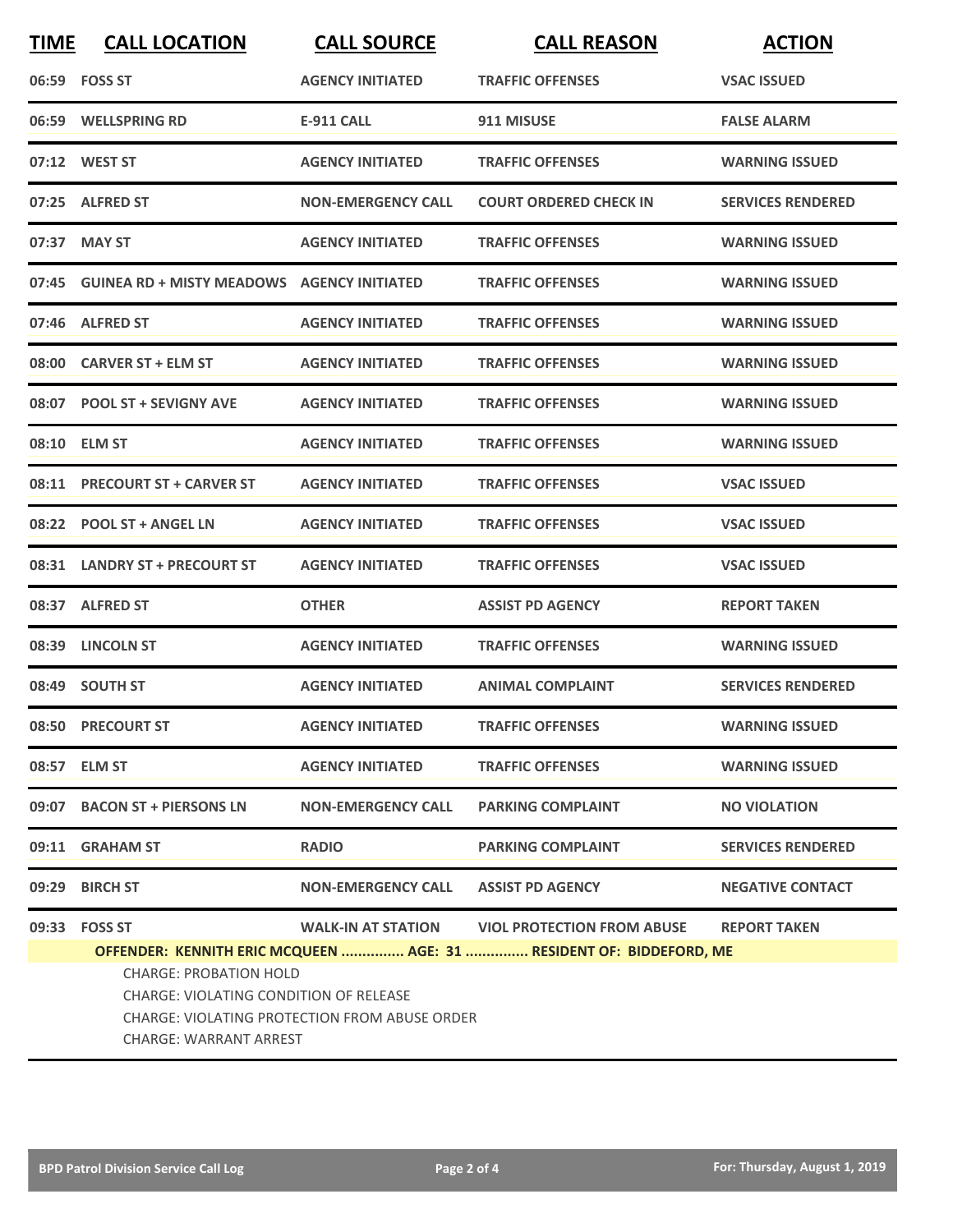| TIME | CALL LOCATION | CALL SOURCE | CALL REASON | ACTION |
|---|---|---|---|---|
| 06:59 | FOSS ST | AGENCY INITIATED | TRAFFIC OFFENSES | VSAC ISSUED |
| 06:59 | WELLSPRING RD | E-911 CALL | 911 MISUSE | FALSE ALARM |
| 07:12 | WEST ST | AGENCY INITIATED | TRAFFIC OFFENSES | WARNING ISSUED |
| 07:25 | ALFRED ST | NON-EMERGENCY CALL | COURT ORDERED CHECK IN | SERVICES RENDERED |
| 07:37 | MAY ST | AGENCY INITIATED | TRAFFIC OFFENSES | WARNING ISSUED |
| 07:45 | GUINEA RD + MISTY MEADOWS | AGENCY INITIATED | TRAFFIC OFFENSES | WARNING ISSUED |
| 07:46 | ALFRED ST | AGENCY INITIATED | TRAFFIC OFFENSES | WARNING ISSUED |
| 08:00 | CARVER ST + ELM ST | AGENCY INITIATED | TRAFFIC OFFENSES | WARNING ISSUED |
| 08:07 | POOL ST + SEVIGNY AVE | AGENCY INITIATED | TRAFFIC OFFENSES | WARNING ISSUED |
| 08:10 | ELM ST | AGENCY INITIATED | TRAFFIC OFFENSES | WARNING ISSUED |
| 08:11 | PRECOURT ST + CARVER ST | AGENCY INITIATED | TRAFFIC OFFENSES | VSAC ISSUED |
| 08:22 | POOL ST + ANGEL LN | AGENCY INITIATED | TRAFFIC OFFENSES | VSAC ISSUED |
| 08:31 | LANDRY ST + PRECOURT ST | AGENCY INITIATED | TRAFFIC OFFENSES | VSAC ISSUED |
| 08:37 | ALFRED ST | OTHER | ASSIST PD AGENCY | REPORT TAKEN |
| 08:39 | LINCOLN ST | AGENCY INITIATED | TRAFFIC OFFENSES | WARNING ISSUED |
| 08:49 | SOUTH ST | AGENCY INITIATED | ANIMAL COMPLAINT | SERVICES RENDERED |
| 08:50 | PRECOURT ST | AGENCY INITIATED | TRAFFIC OFFENSES | WARNING ISSUED |
| 08:57 | ELM ST | AGENCY INITIATED | TRAFFIC OFFENSES | WARNING ISSUED |
| 09:07 | BACON ST + PIERSONS LN | NON-EMERGENCY CALL | PARKING COMPLAINT | NO VIOLATION |
| 09:11 | GRAHAM ST | RADIO | PARKING COMPLAINT | SERVICES RENDERED |
| 09:29 | BIRCH ST | NON-EMERGENCY CALL | ASSIST PD AGENCY | NEGATIVE CONTACT |
| 09:33 | FOSS ST | WALK-IN AT STATION | VIOL PROTECTION FROM ABUSE | REPORT TAKEN |

**OFFENDER: KENNITH ERIC MCQUEEN ............... AGE: 31 ............... RESIDENT OF: BIDDEFORD, ME**

CHARGE: PROBATION HOLD
CHARGE: VIOLATING CONDITION OF RELEASE
CHARGE: VIOLATING PROTECTION FROM ABUSE ORDER
CHARGE: WARRANT ARREST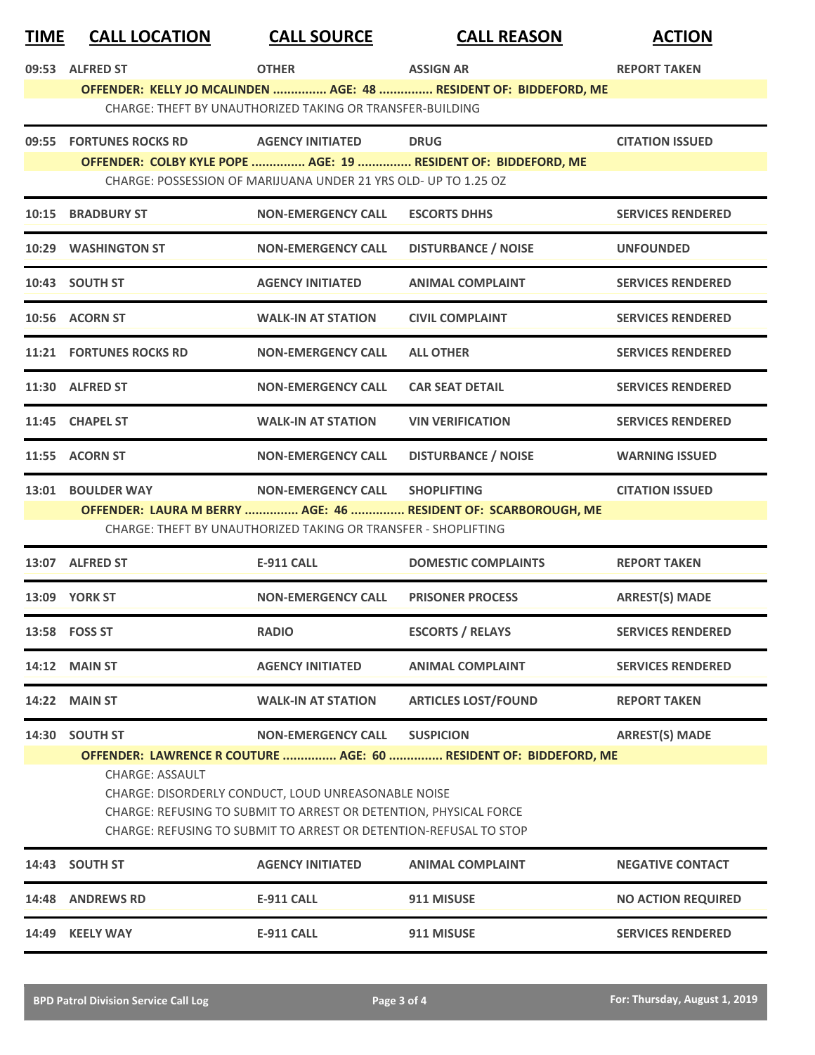| TIME | CALL LOCATION | CALL SOURCE | CALL REASON | ACTION |
|---|---|---|---|---|
| 09:53 | ALFRED ST | OTHER | ASSIGN AR | REPORT TAKEN |
| | **OFFENDER: KELLY JO MCALINDEN ............... AGE: 48 ............... RESIDENT OF: BIDDEFORD, ME** | | | |
| | CHARGE: THEFT BY UNAUTHORIZED TAKING OR TRANSFER-BUILDING | | | |
| 09:55 | FORTUNES ROCKS RD | AGENCY INITIATED | DRUG | CITATION ISSUED |
| | **OFFENDER: COLBY KYLE POPE ............... AGE: 19 ............... RESIDENT OF: BIDDEFORD, ME** | | | |
| | CHARGE: POSSESSION OF MARIJUANA UNDER 21 YRS OLD- UP TO 1.25 OZ | | | |
| 10:15 | BRADBURY ST | NON-EMERGENCY CALL | ESCORTS DHHS | SERVICES RENDERED |
| 10:29 | WASHINGTON ST | NON-EMERGENCY CALL | DISTURBANCE / NOISE | UNFOUNDED |
| 10:43 | SOUTH ST | AGENCY INITIATED | ANIMAL COMPLAINT | SERVICES RENDERED |
| 10:56 | ACORN ST | WALK-IN AT STATION | CIVIL COMPLAINT | SERVICES RENDERED |
| 11:21 | FORTUNES ROCKS RD | NON-EMERGENCY CALL | ALL OTHER | SERVICES RENDERED |
| 11:30 | ALFRED ST | NON-EMERGENCY CALL | CAR SEAT DETAIL | SERVICES RENDERED |
| 11:45 | CHAPEL ST | WALK-IN AT STATION | VIN VERIFICATION | SERVICES RENDERED |
| 11:55 | ACORN ST | NON-EMERGENCY CALL | DISTURBANCE / NOISE | WARNING ISSUED |
| 13:01 | BOULDER WAY | NON-EMERGENCY CALL | SHOPLIFTING | CITATION ISSUED |
| | **OFFENDER: LAURA M BERRY ............... AGE: 46 ............... RESIDENT OF: SCARBOROUGH, ME** | | | |
| | CHARGE: THEFT BY UNAUTHORIZED TAKING OR TRANSFER - SHOPLIFTING | | | |
| 13:07 | ALFRED ST | E-911 CALL | DOMESTIC COMPLAINTS | REPORT TAKEN |
| 13:09 | YORK ST | NON-EMERGENCY CALL | PRISONER PROCESS | ARREST(S) MADE |
| 13:58 | FOSS ST | RADIO | ESCORTS / RELAYS | SERVICES RENDERED |
| 14:12 | MAIN ST | AGENCY INITIATED | ANIMAL COMPLAINT | SERVICES RENDERED |
| 14:22 | MAIN ST | WALK-IN AT STATION | ARTICLES LOST/FOUND | REPORT TAKEN |
| 14:30 | SOUTH ST | NON-EMERGENCY CALL | SUSPICION | ARREST(S) MADE |
| | **OFFENDER: LAWRENCE R COUTURE ............... AGE: 60 ............... RESIDENT OF: BIDDEFORD, ME** | | | |
| | CHARGE: ASSAULT | | | |
| | CHARGE: DISORDERLY CONDUCT, LOUD UNREASONABLE NOISE | | | |
| | CHARGE: REFUSING TO SUBMIT TO ARREST OR DETENTION, PHYSICAL FORCE | | | |
| | CHARGE: REFUSING TO SUBMIT TO ARREST OR DETENTION-REFUSAL TO STOP | | | |
| 14:43 | SOUTH ST | AGENCY INITIATED | ANIMAL COMPLAINT | NEGATIVE CONTACT |
| 14:48 | ANDREWS RD | E-911 CALL | 911 MISUSE | NO ACTION REQUIRED |
| 14:49 | KEELY WAY | E-911 CALL | 911 MISUSE | SERVICES RENDERED |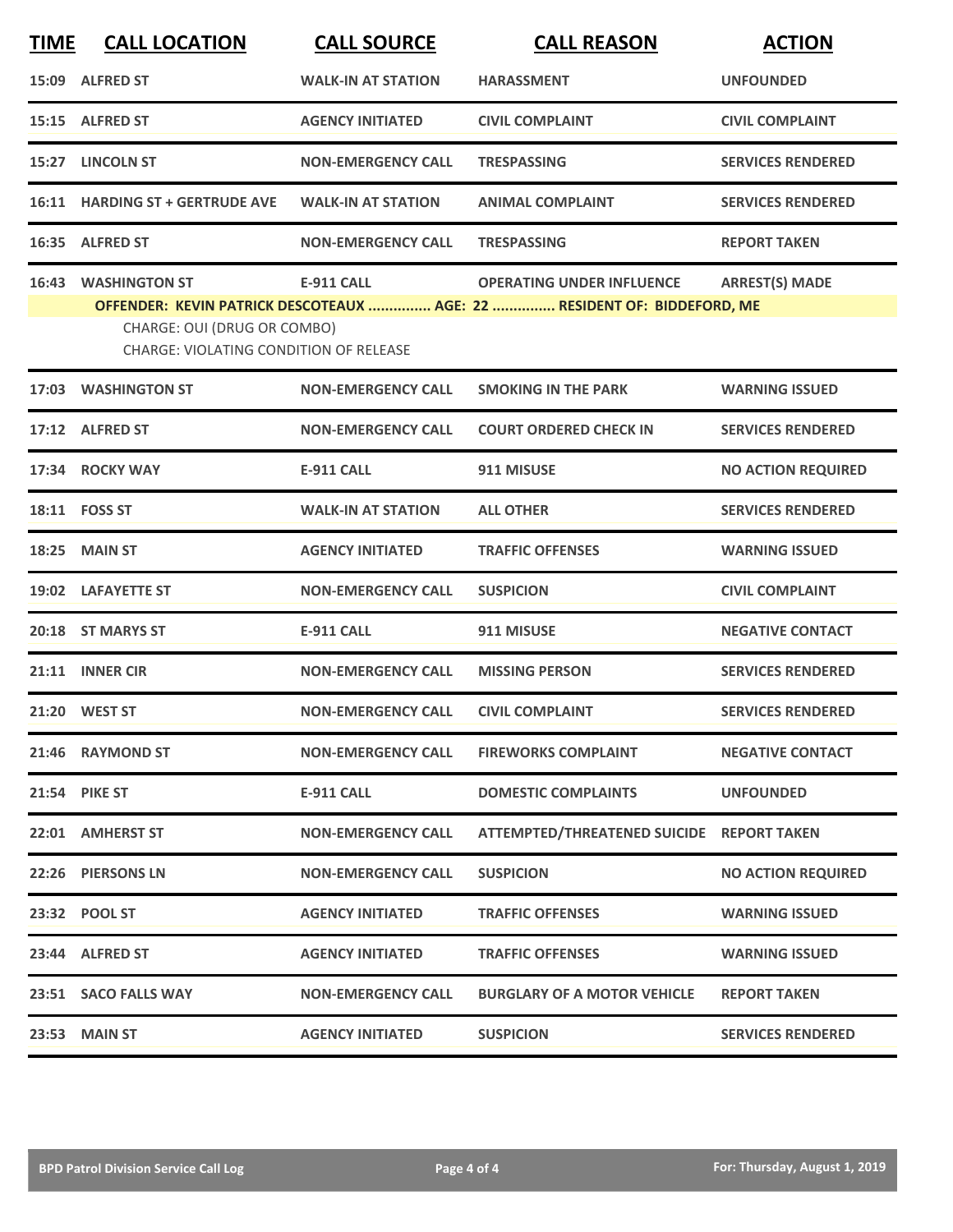| TIME | CALL LOCATION | CALL SOURCE | CALL REASON | ACTION |
|---|---|---|---|---|
| 15:09 | ALFRED ST | WALK-IN AT STATION | HARASSMENT | UNFOUNDED |
| 15:15 | ALFRED ST | AGENCY INITIATED | CIVIL COMPLAINT | CIVIL COMPLAINT |
| 15:27 | LINCOLN ST | NON-EMERGENCY CALL | TRESPASSING | SERVICES RENDERED |
| 16:11 | HARDING ST + GERTRUDE AVE | WALK-IN AT STATION | ANIMAL COMPLAINT | SERVICES RENDERED |
| 16:35 | ALFRED ST | NON-EMERGENCY CALL | TRESPASSING | REPORT TAKEN |
| 16:43 | WASHINGTON ST | E-911 CALL | OPERATING UNDER INFLUENCE | ARREST(S) MADE |
| | OFFENDER: KEVIN PATRICK DESCOTEAUX ............... AGE: 22 ............... RESIDENT OF: BIDDEFORD, ME<br>CHARGE: OUI (DRUG OR COMBO)<br>CHARGE: VIOLATING CONDITION OF RELEASE | | | |
| 17:03 | WASHINGTON ST | NON-EMERGENCY CALL | SMOKING IN THE PARK | WARNING ISSUED |
| 17:12 | ALFRED ST | NON-EMERGENCY CALL | COURT ORDERED CHECK IN | SERVICES RENDERED |
| 17:34 | ROCKY WAY | E-911 CALL | 911 MISUSE | NO ACTION REQUIRED |
| 18:11 | FOSS ST | WALK-IN AT STATION | ALL OTHER | SERVICES RENDERED |
| 18:25 | MAIN ST | AGENCY INITIATED | TRAFFIC OFFENSES | WARNING ISSUED |
| 19:02 | LAFAYETTE ST | NON-EMERGENCY CALL | SUSPICION | CIVIL COMPLAINT |
| 20:18 | ST MARYS ST | E-911 CALL | 911 MISUSE | NEGATIVE CONTACT |
| 21:11 | INNER CIR | NON-EMERGENCY CALL | MISSING PERSON | SERVICES RENDERED |
| 21:20 | WEST ST | NON-EMERGENCY CALL | CIVIL COMPLAINT | SERVICES RENDERED |
| 21:46 | RAYMOND ST | NON-EMERGENCY CALL | FIREWORKS COMPLAINT | NEGATIVE CONTACT |
| 21:54 | PIKE ST | E-911 CALL | DOMESTIC COMPLAINTS | UNFOUNDED |
| 22:01 | AMHERST ST | NON-EMERGENCY CALL | ATTEMPTED/THREATENED SUICIDE | REPORT TAKEN |
| 22:26 | PIERSONS LN | NON-EMERGENCY CALL | SUSPICION | NO ACTION REQUIRED |
| 23:32 | POOL ST | AGENCY INITIATED | TRAFFIC OFFENSES | WARNING ISSUED |
| 23:44 | ALFRED ST | AGENCY INITIATED | TRAFFIC OFFENSES | WARNING ISSUED |
| 23:51 | SACO FALLS WAY | NON-EMERGENCY CALL | BURGLARY OF A MOTOR VEHICLE | REPORT TAKEN |
| 23:53 | MAIN ST | AGENCY INITIATED | SUSPICION | SERVICES RENDERED |